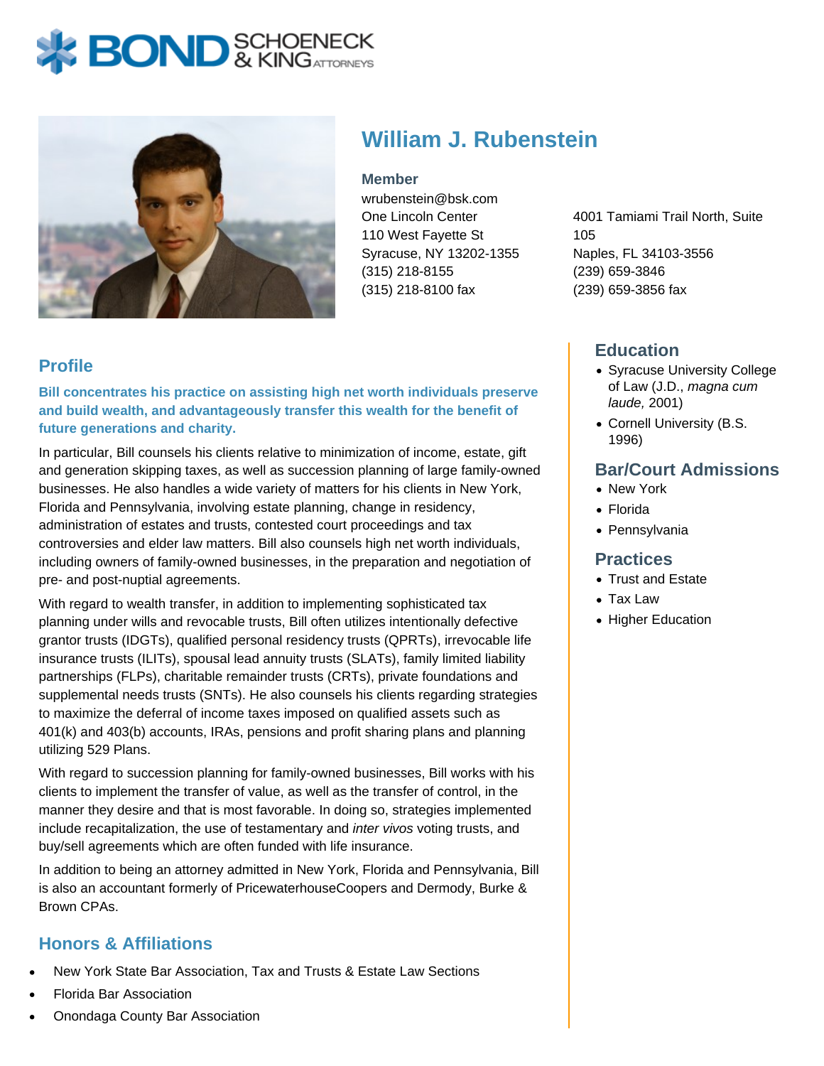# William J. Rubenstein

**Member**

wrubenstein@bsk.com

One Lincoln Center
110 West Fayette St
Syracuse, NY 13202-1355
(315) 218-8155
(315) 218-8100 fax

4001 Tamiami Trail North, Suite 105
Naples, FL 34103-3556
(239) 659-3846
(239) 659-3856 fax

## Profile

**Bill concentrates his practice on assisting high net worth individuals preserve and build wealth, and advantageously transfer this wealth for the benefit of future generations and charity.**

In particular, Bill counsels his clients relative to minimization of income, estate, gift and generation skipping taxes, as well as succession planning of large family-owned businesses. He also handles a wide variety of matters for his clients in New York, Florida and Pennsylvania, involving estate planning, change in residency, administration of estates and trusts, contested court proceedings and tax controversies and elder law matters. Bill also counsels high net worth individuals, including owners of family-owned businesses, in the preparation and negotiation of pre- and post-nuptial agreements.

With regard to wealth transfer, in addition to implementing sophisticated tax planning under wills and revocable trusts, Bill often utilizes intentionally defective grantor trusts (IDGTs), qualified personal residency trusts (QPRTs), irrevocable life insurance trusts (ILITs), spousal lead annuity trusts (SLATs), family limited liability partnerships (FLPs), charitable remainder trusts (CRTs), private foundations and supplemental needs trusts (SNTs). He also counsels his clients regarding strategies to maximize the deferral of income taxes imposed on qualified assets such as 401(k) and 403(b) accounts, IRAs, pensions and profit sharing plans and planning utilizing 529 Plans.

With regard to succession planning for family-owned businesses, Bill works with his clients to implement the transfer of value, as well as the transfer of control, in the manner they desire and that is most favorable. In doing so, strategies implemented include recapitalization, the use of testamentary and *inter vivos* voting trusts, and buy/sell agreements which are often funded with life insurance.

In addition to being an attorney admitted in New York, Florida and Pennsylvania, Bill is also an accountant formerly of PricewaterhouseCoopers and Dermody, Burke & Brown CPAs.

## Honors & Affiliations

- New York State Bar Association, Tax and Trusts & Estate Law Sections
- Florida Bar Association
- Onondaga County Bar Association

## Education

- Syracuse University College of Law (J.D., *magna cum laude,* 2001)
- Cornell University (B.S. 1996)

## Bar/Court Admissions

- New York
- Florida
- Pennsylvania

## Practices

- Trust and Estate
- Tax Law
- Higher Education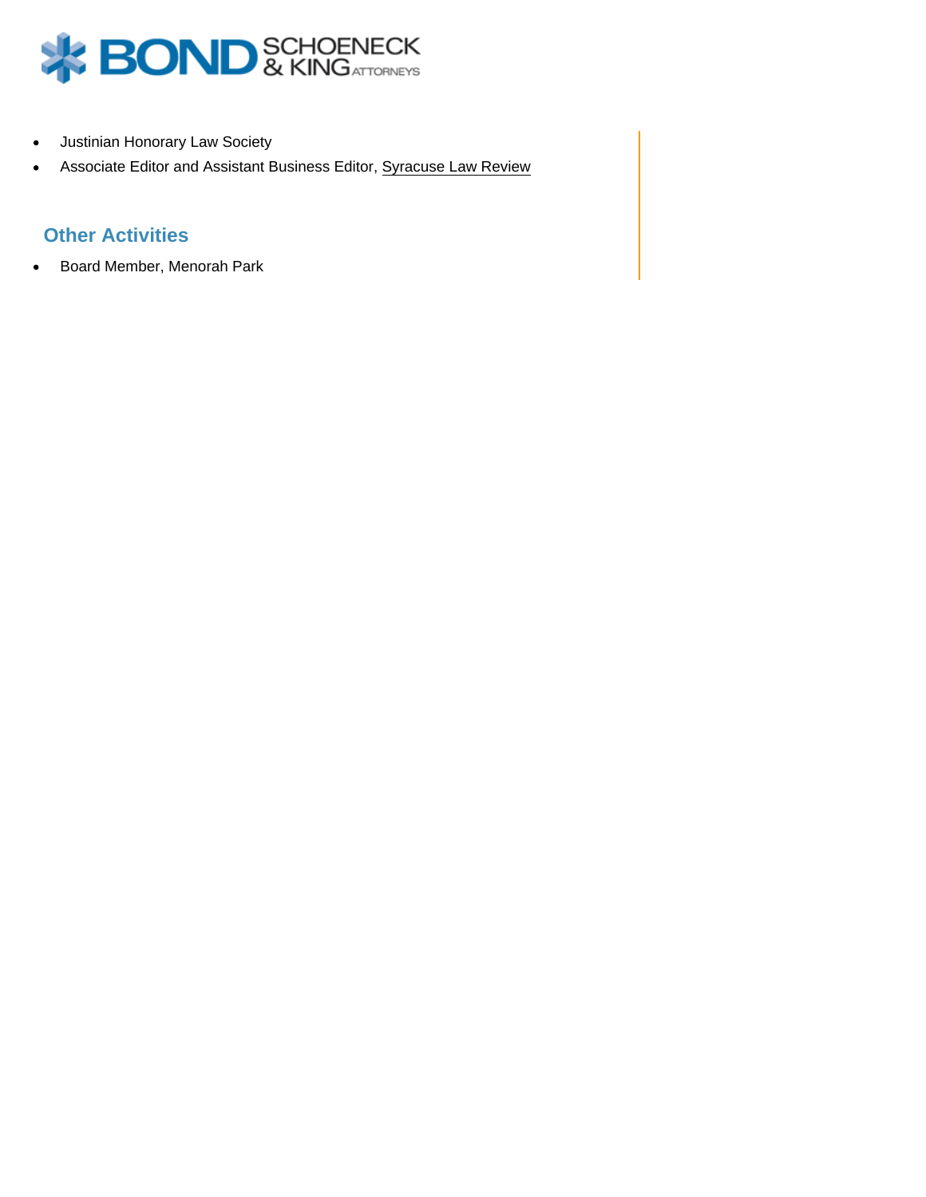- Justinian Honorary Law Society
- Associate Editor and Assistant Business Editor, Syracuse Law Review

## Other Activities

- Board Member, Menorah Park